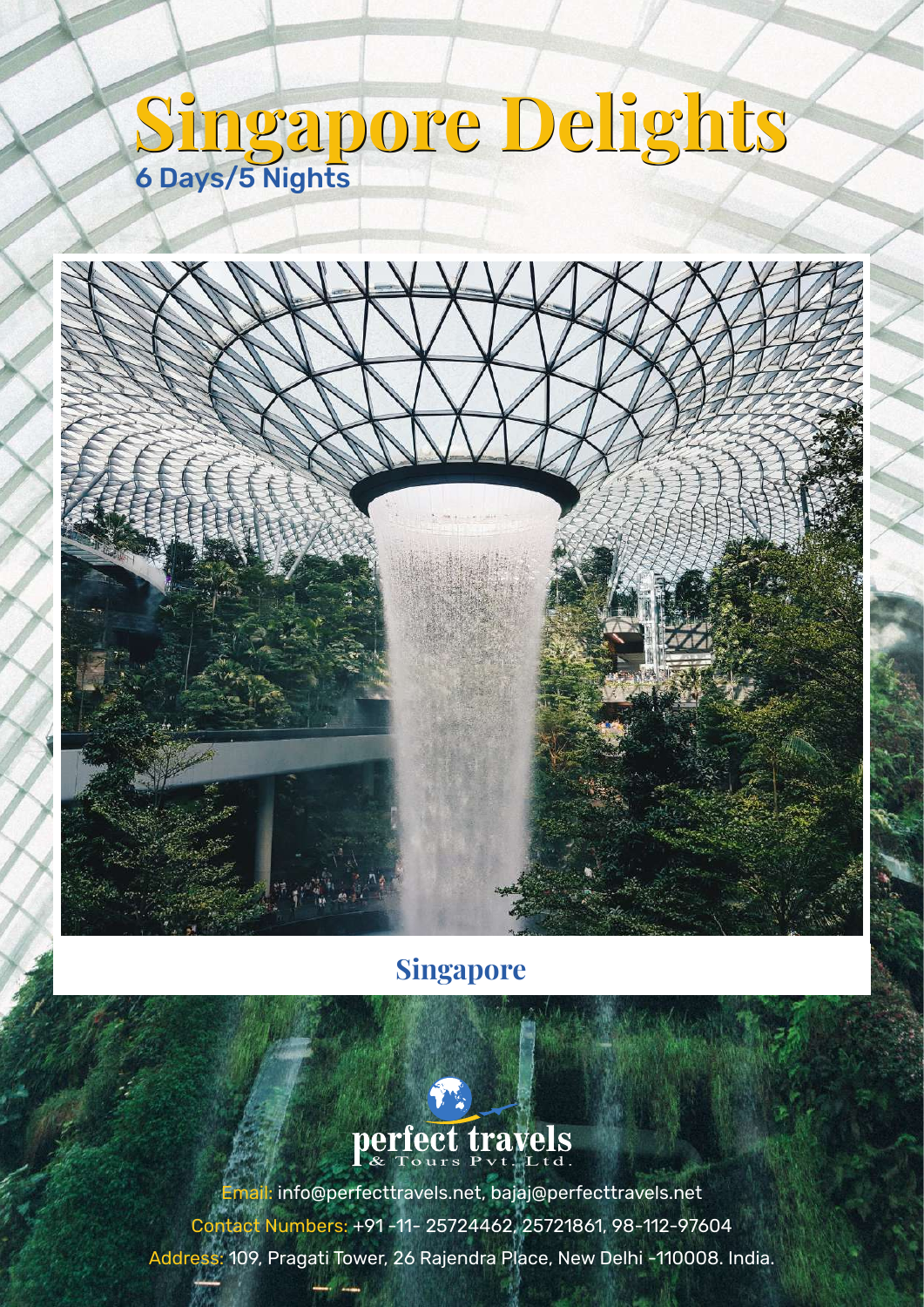# Singapore Delights

## 6 Days/5 Nights

### Singapore

perfect travels & Tours Pvt. Ltd.

Email: info@perfecttravels.net, bajaj@perfecttravels.net

Contact Numbers: +91 -11- 25724462, 25721861, 98-112-97604

Address: 109, Pragati Tower, 26 Rajendra Place, New Delhi -110008. India.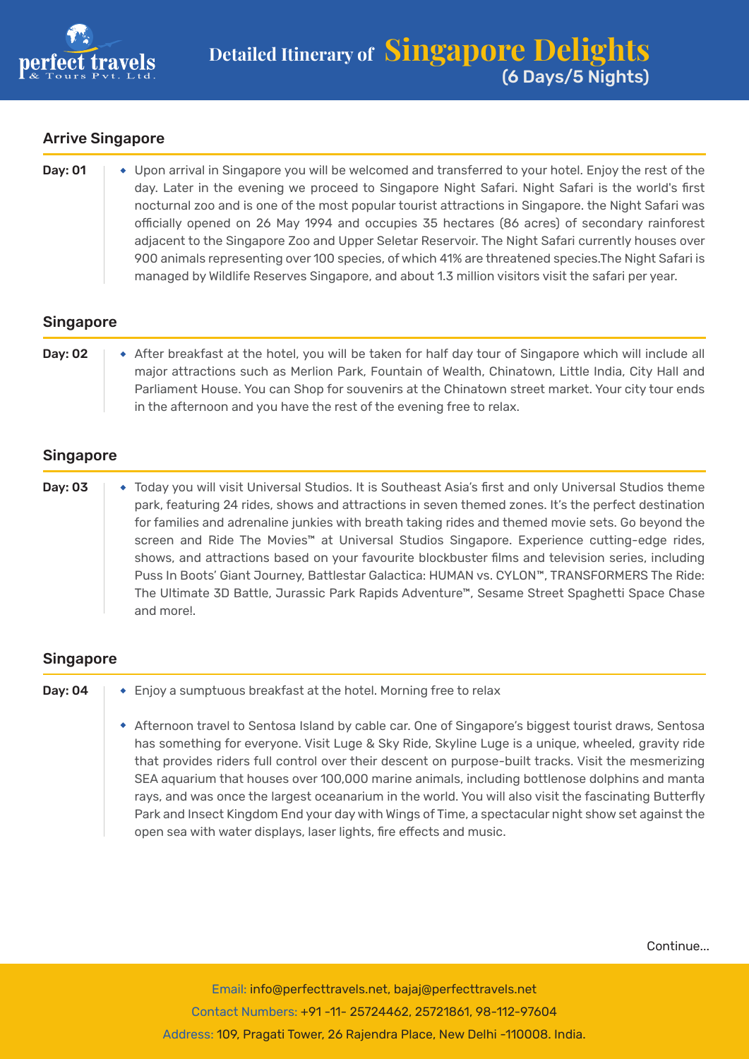# Detailed Itinerary of Singapore Delights
(6 Days/5 Nights)

## Arrive Singapore

**Day: 01**

- Upon arrival in Singapore you will be welcomed and transferred to your hotel. Enjoy the rest of the day. Later in the evening we proceed to Singapore Night Safari. Night Safari is the world's first nocturnal zoo and is one of the most popular tourist attractions in Singapore. the Night Safari was officially opened on 26 May 1994 and occupies 35 hectares (86 acres) of secondary rainforest adjacent to the Singapore Zoo and Upper Seletar Reservoir. The Night Safari currently houses over 900 animals representing over 100 species, of which 41% are threatened species.The Night Safari is managed by Wildlife Reserves Singapore, and about 1.3 million visitors visit the safari per year.

## Singapore

**Day: 02**

- After breakfast at the hotel, you will be taken for half day tour of Singapore which will include all major attractions such as Merlion Park, Fountain of Wealth, Chinatown, Little India, City Hall and Parliament House. You can Shop for souvenirs at the Chinatown street market. Your city tour ends in the afternoon and you have the rest of the evening free to relax.

## Singapore

**Day: 03**

- Today you will visit Universal Studios. It is Southeast Asia's first and only Universal Studios theme park, featuring 24 rides, shows and attractions in seven themed zones. It's the perfect destination for families and adrenaline junkies with breath taking rides and themed movie sets. Go beyond the screen and Ride The Movies™ at Universal Studios Singapore. Experience cutting-edge rides, shows, and attractions based on your favourite blockbuster films and television series, including Puss In Boots' Giant Journey, Battlestar Galactica: HUMAN vs. CYLON™, TRANSFORMERS The Ride: The Ultimate 3D Battle, Jurassic Park Rapids Adventure™, Sesame Street Spaghetti Space Chase and more!.

## Singapore

**Day: 04**

- Enjoy a sumptuous breakfast at the hotel. Morning free to relax
- Afternoon travel to Sentosa Island by cable car. One of Singapore's biggest tourist draws, Sentosa has something for everyone. Visit Luge & Sky Ride, Skyline Luge is a unique, wheeled, gravity ride that provides riders full control over their descent on purpose-built tracks. Visit the mesmerizing SEA aquarium that houses over 100,000 marine animals, including bottlenose dolphins and manta rays, and was once the largest oceanarium in the world. You will also visit the fascinating Butterfly Park and Insect Kingdom End your day with Wings of Time, a spectacular night show set against the open sea with water displays, laser lights, fire effects and music.

Continue...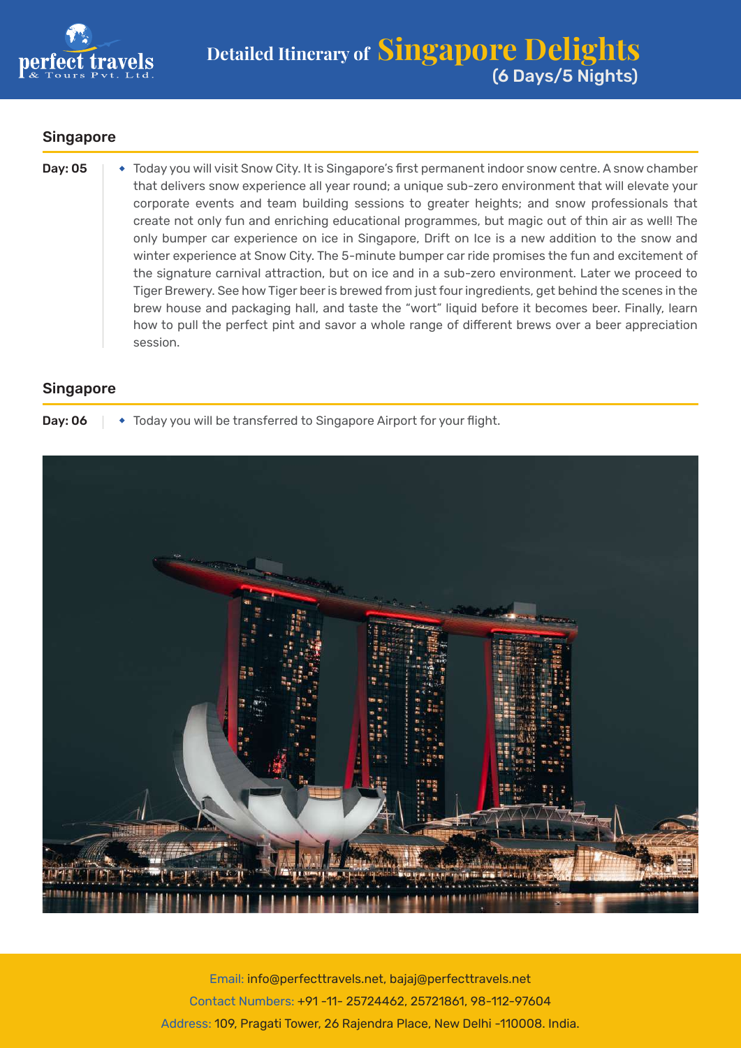## Singapore

**Day: 05**

- Today you will visit Snow City. It is Singapore's first permanent indoor snow centre. A snow chamber that delivers snow experience all year round; a unique sub-zero environment that will elevate your corporate events and team building sessions to greater heights; and snow professionals that create not only fun and enriching educational programmes, but magic out of thin air as well! The only bumper car experience on ice in Singapore, Drift on Ice is a new addition to the snow and winter experience at Snow City. The 5-minute bumper car ride promises the fun and excitement of the signature carnival attraction, but on ice and in a sub-zero environment. Later we proceed to Tiger Brewery. See how Tiger beer is brewed from just four ingredients, get behind the scenes in the brew house and packaging hall, and taste the "wort" liquid before it becomes beer. Finally, learn how to pull the perfect pint and savor a whole range of different brews over a beer appreciation session.

## Singapore

**Day: 06**

- Today you will be transferred to Singapore Airport for your flight.

Email: info@perfecttravels.net, bajaj@perfecttravels.net

Contact Numbers: +91 -11- 25724462, 25721861, 98-112-97604

Address: 109, Pragati Tower, 26 Rajendra Place, New Delhi -110008. India.